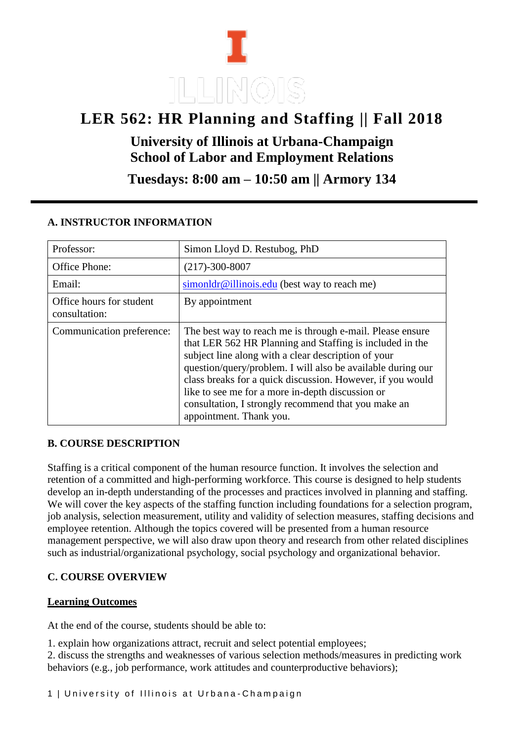# LER 562: HR Planning and Staffing || Fall 2018

## University of Illinois at Urbana-Champaign
## School of Labor and Employment Relations

### Tuesdays: 8:00 am – 10:50 am || Armory 134

---

**A. INSTRUCTOR INFORMATION**

| Professor: | Simon Lloyd D. Restubog, PhD |
|---|---|
| Office Phone: | (217)-300-8007 |
| Email: | simonldr@illinois.edu (best way to reach me) |
| Office hours for student consultation: | By appointment |
| Communication preference: | The best way to reach me is through e-mail. Please ensure that LER 562 HR Planning and Staffing is included in the subject line along with a clear description of your question/query/problem. I will also be available during our class breaks for a quick discussion. However, if you would like to see me for a more in-depth discussion or consultation, I strongly recommend that you make an appointment. Thank you. |

**B. COURSE DESCRIPTION**

Staffing is a critical component of the human resource function. It involves the selection and retention of a committed and high-performing workforce. This course is designed to help students develop an in-depth understanding of the processes and practices involved in planning and staffing. We will cover the key aspects of the staffing function including foundations for a selection program, job analysis, selection measurement, utility and validity of selection measures, staffing decisions and employee retention. Although the topics covered will be presented from a human resource management perspective, we will also draw upon theory and research from other related disciplines such as industrial/organizational psychology, social psychology and organizational behavior.

**C. COURSE OVERVIEW**

**Learning Outcomes**

At the end of the course, students should be able to:

1. explain how organizations attract, recruit and select potential employees;
2. discuss the strengths and weaknesses of various selection methods/measures in predicting work behaviors (e.g., job performance, work attitudes and counterproductive behaviors);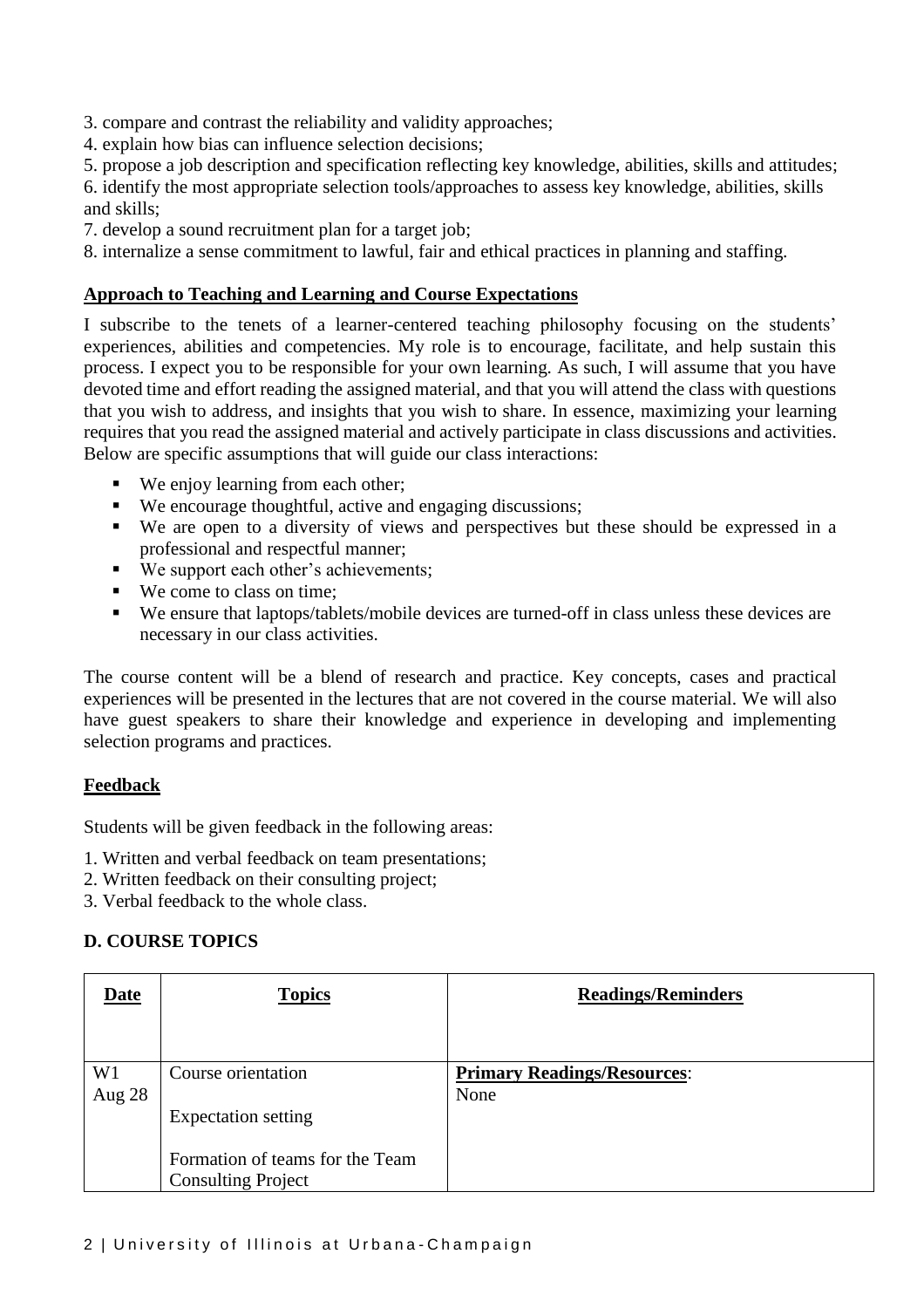3. compare and contrast the reliability and validity approaches;
4. explain how bias can influence selection decisions;
5. propose a job description and specification reflecting key knowledge, abilities, skills and attitudes;
6. identify the most appropriate selection tools/approaches to assess key knowledge, abilities, skills and skills;
7. develop a sound recruitment plan for a target job;
8. internalize a sense commitment to lawful, fair and ethical practices in planning and staffing.

## Approach to Teaching and Learning and Course Expectations

I subscribe to the tenets of a learner-centered teaching philosophy focusing on the students' experiences, abilities and competencies. My role is to encourage, facilitate, and help sustain this process. I expect you to be responsible for your own learning. As such, I will assume that you have devoted time and effort reading the assigned material, and that you will attend the class with questions that you wish to address, and insights that you wish to share. In essence, maximizing your learning requires that you read the assigned material and actively participate in class discussions and activities. Below are specific assumptions that will guide our class interactions:

- We enjoy learning from each other;
- We encourage thoughtful, active and engaging discussions;
- We are open to a diversity of views and perspectives but these should be expressed in a professional and respectful manner;
- We support each other's achievements;
- We come to class on time;
- We ensure that laptops/tablets/mobile devices are turned-off in class unless these devices are necessary in our class activities.

The course content will be a blend of research and practice. Key concepts, cases and practical experiences will be presented in the lectures that are not covered in the course material. We will also have guest speakers to share their knowledge and experience in developing and implementing selection programs and practices.

## Feedback

Students will be given feedback in the following areas:

1. Written and verbal feedback on team presentations;
2. Written feedback on their consulting project;
3. Verbal feedback to the whole class.

## D. COURSE TOPICS

| Date | Topics | Readings/Reminders |
|---|---|---|
| W1<br>Aug 28 | Course orientation<br><br>Expectation setting<br><br>Formation of teams for the Team Consulting Project | **Primary Readings/Resources**:<br>None |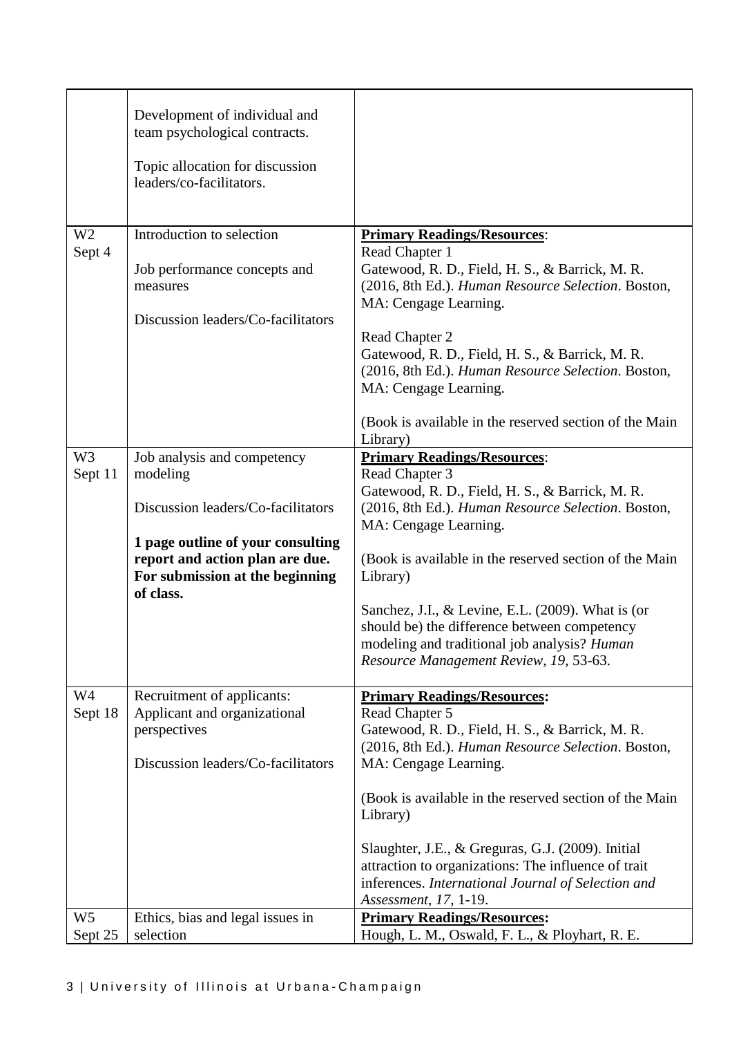| | | |
|---|---|---|
| | Development of individual and team psychological contracts.<br><br>Topic allocation for discussion leaders/co-facilitators. | |
| W2<br>Sept 4 | Introduction to selection<br><br>Job performance concepts and measures<br><br>Discussion leaders/Co-facilitators | **Primary Readings/Resources**:<br>Read Chapter 1<br>Gatewood, R. D., Field, H. S., & Barrick, M. R. (2016, 8th Ed.). *Human Resource Selection*. Boston, MA: Cengage Learning.<br><br>Read Chapter 2<br>Gatewood, R. D., Field, H. S., & Barrick, M. R. (2016, 8th Ed.). *Human Resource Selection*. Boston, MA: Cengage Learning.<br><br>(Book is available in the reserved section of the Main Library) |
| W3<br>Sept 11 | Job analysis and competency modeling<br><br>Discussion leaders/Co-facilitators<br><br>**1 page outline of your consulting report and action plan are due. For submission at the beginning of class.** | **Primary Readings/Resources**:<br>Read Chapter 3<br>Gatewood, R. D., Field, H. S., & Barrick, M. R. (2016, 8th Ed.). *Human Resource Selection*. Boston, MA: Cengage Learning.<br><br>(Book is available in the reserved section of the Main Library)<br><br>Sanchez, J.I., & Levine, E.L. (2009). What is (or should be) the difference between competency modeling and traditional job analysis? *Human Resource Management Review, 19*, 53-63. |
| W4<br>Sept 18 | Recruitment of applicants: Applicant and organizational perspectives<br><br>Discussion leaders/Co-facilitators | **Primary Readings/Resources:**<br>Read Chapter 5<br>Gatewood, R. D., Field, H. S., & Barrick, M. R. (2016, 8th Ed.). *Human Resource Selection*. Boston, MA: Cengage Learning.<br><br>(Book is available in the reserved section of the Main Library)<br><br>Slaughter, J.E., & Greguras, G.J. (2009). Initial attraction to organizations: The influence of trait inferences. *International Journal of Selection and Assessment, 17*, 1-19. |
| W5<br>Sept 25 | Ethics, bias and legal issues in selection | **Primary Readings/Resources:**<br>Hough, L. M., Oswald, F. L., & Ployhart, R. E. |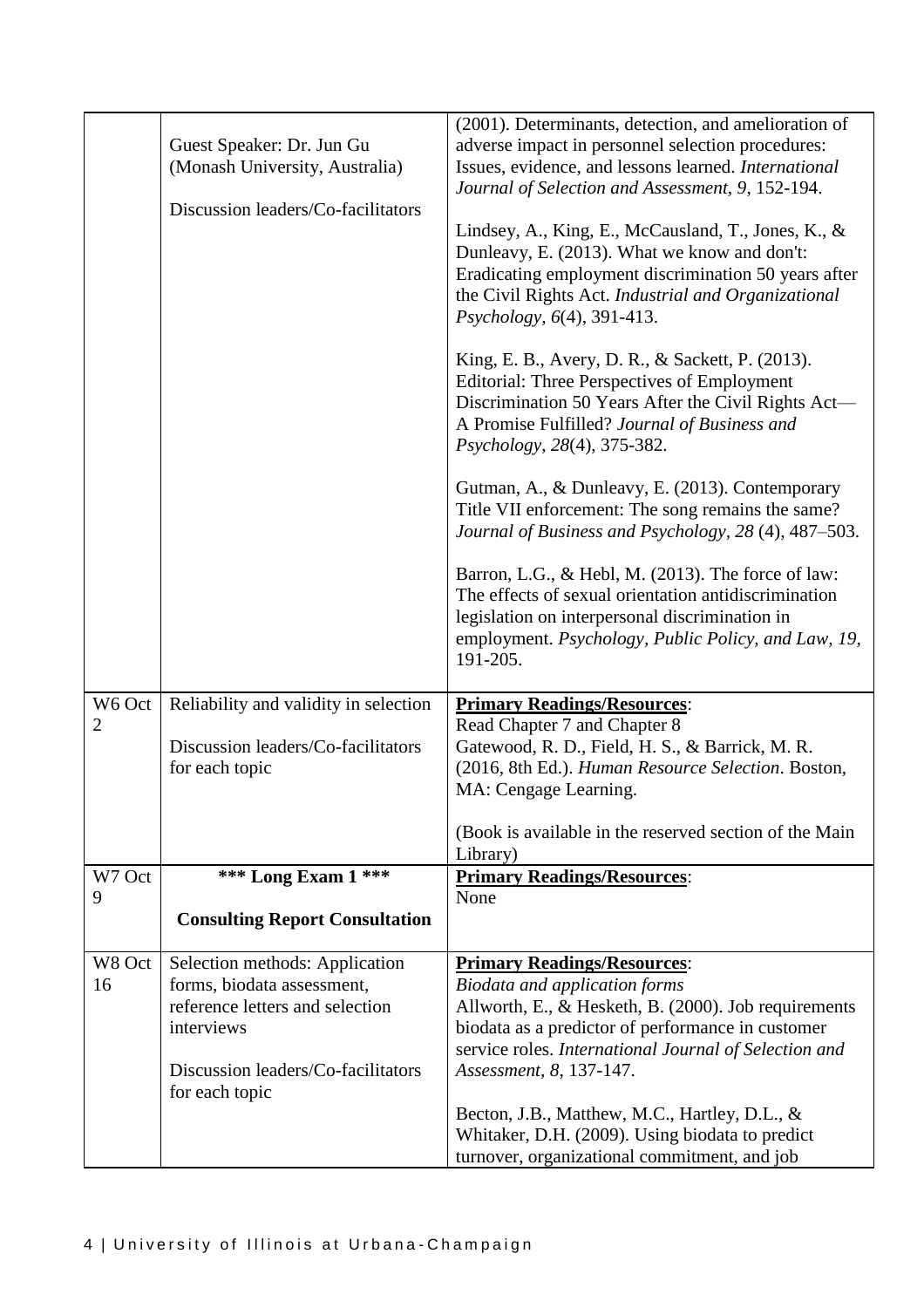| | | |
|---|---|---|
| | Guest Speaker: Dr. Jun Gu (Monash University, Australia)<br><br>Discussion leaders/Co-facilitators | (2001). Determinants, detection, and amelioration of adverse impact in personnel selection procedures: Issues, evidence, and lessons learned. *International Journal of Selection and Assessment, 9*, 152-194.<br><br>Lindsey, A., King, E., McCausland, T., Jones, K., & Dunleavy, E. (2013). What we know and don't: Eradicating employment discrimination 50 years after the Civil Rights Act. *Industrial and Organizational Psychology, 6*(4), 391-413.<br><br>King, E. B., Avery, D. R., & Sackett, P. (2013). Editorial: Three Perspectives of Employment Discrimination 50 Years After the Civil Rights Act—A Promise Fulfilled? *Journal of Business and Psychology, 28*(4), 375-382.<br><br>Gutman, A., & Dunleavy, E. (2013). Contemporary Title VII enforcement: The song remains the same? *Journal of Business and Psychology, 28* (4), 487–503.<br><br>Barron, L.G., & Hebl, M. (2013). The force of law: The effects of sexual orientation antidiscrimination legislation on interpersonal discrimination in employment. *Psychology, Public Policy, and Law, 19*, 191-205. |
| W6 Oct 2 | Reliability and validity in selection<br><br>Discussion leaders/Co-facilitators for each topic | **Primary Readings/Resources**:<br>Read Chapter 7 and Chapter 8<br>Gatewood, R. D., Field, H. S., & Barrick, M. R. (2016, 8th Ed.). *Human Resource Selection*. Boston, MA: Cengage Learning.<br><br>(Book is available in the reserved section of the Main Library) |
| W7 Oct 9 | **\*\*\* Long Exam 1 \*\*\***<br><br>**Consulting Report Consultation** | **Primary Readings/Resources**:<br>None |
| W8 Oct 16 | Selection methods: Application forms, biodata assessment, reference letters and selection interviews<br><br>Discussion leaders/Co-facilitators for each topic | **Primary Readings/Resources**:<br>*Biodata and application forms*<br>Allworth, E., & Hesketh, B. (2000). Job requirements biodata as a predictor of performance in customer service roles. *International Journal of Selection and Assessment, 8*, 137-147.<br><br>Becton, J.B., Matthew, M.C., Hartley, D.L., & Whitaker, D.H. (2009). Using biodata to predict turnover, organizational commitment, and job |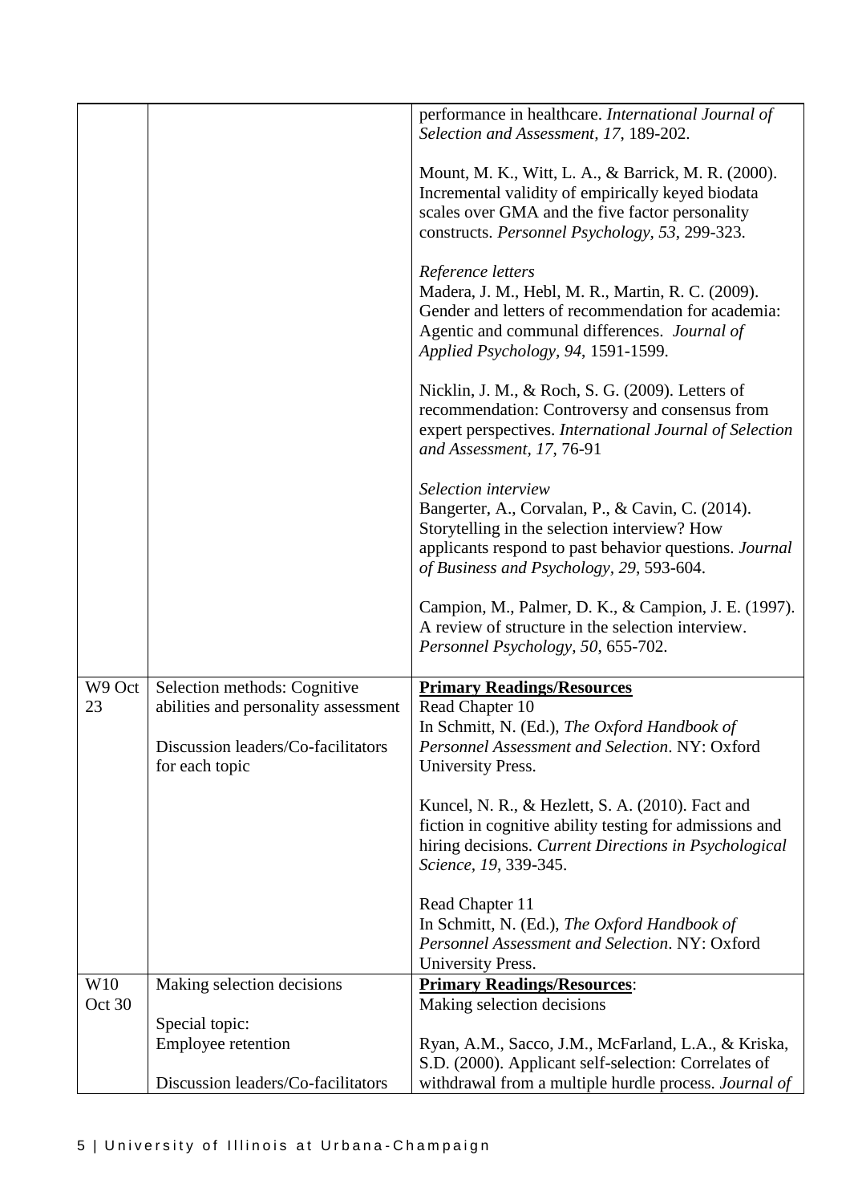| | | |
|---|---|---|
| | | performance in healthcare. *International Journal of Selection and Assessment, 17*, 189-202.<br><br>Mount, M. K., Witt, L. A., & Barrick, M. R. (2000). Incremental validity of empirically keyed biodata scales over GMA and the five factor personality constructs. *Personnel Psychology, 53*, 299-323.<br><br>*Reference letters*<br>Madera, J. M., Hebl, M. R., Martin, R. C. (2009). Gender and letters of recommendation for academia: Agentic and communal differences. *Journal of Applied Psychology, 94*, 1591-1599.<br><br>Nicklin, J. M., & Roch, S. G. (2009). Letters of recommendation: Controversy and consensus from expert perspectives. *International Journal of Selection and Assessment, 17*, 76-91<br><br>*Selection interview*<br>Bangerter, A., Corvalan, P., & Cavin, C. (2014). Storytelling in the selection interview? How applicants respond to past behavior questions. *Journal of Business and Psychology, 29*, 593-604.<br><br>Campion, M., Palmer, D. K., & Campion, J. E. (1997). A review of structure in the selection interview. *Personnel Psychology, 50*, 655-702. |
| W9 Oct 23 | Selection methods: Cognitive abilities and personality assessment<br><br>Discussion leaders/Co-facilitators for each topic | **Primary Readings/Resources**<br>Read Chapter 10<br>In Schmitt, N. (Ed.), *The Oxford Handbook of Personnel Assessment and Selection*. NY: Oxford University Press.<br><br>Kuncel, N. R., & Hezlett, S. A. (2010). Fact and fiction in cognitive ability testing for admissions and hiring decisions. *Current Directions in Psychological Science, 19*, 339-345.<br><br>Read Chapter 11<br>In Schmitt, N. (Ed.), *The Oxford Handbook of Personnel Assessment and Selection*. NY: Oxford University Press. |
| W10 Oct 30 | Making selection decisions<br><br>Special topic:<br>Employee retention<br><br>Discussion leaders/Co-facilitators | **Primary Readings/Resources**:<br>Making selection decisions<br><br>Ryan, A.M., Sacco, J.M., McFarland, L.A., & Kriska, S.D. (2000). Applicant self-selection: Correlates of withdrawal from a multiple hurdle process. *Journal of* |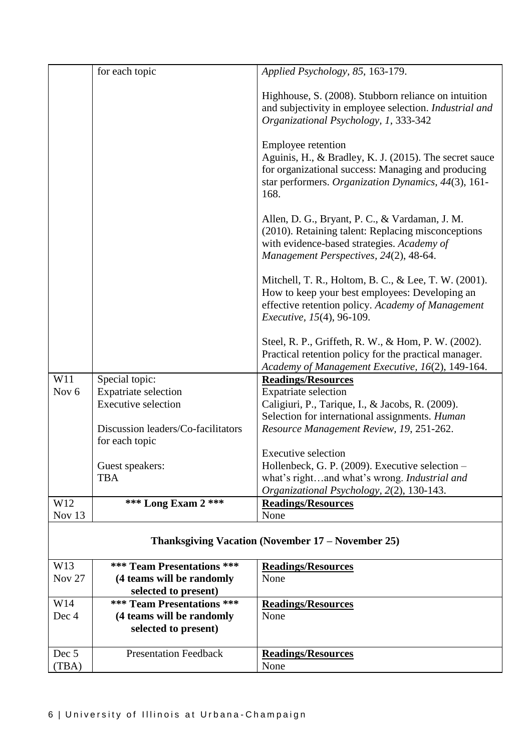| | | |
|---|---|---|
| | for each topic | *Applied Psychology, 85*, 163-179.<br><br>Highhouse, S. (2008). Stubborn reliance on intuition and subjectivity in employee selection. *Industrial and Organizational Psychology, 1*, 333-342<br><br>Employee retention<br>Aguinis, H., & Bradley, K. J. (2015). The secret sauce for organizational success: Managing and producing star performers. *Organization Dynamics, 44*(3), 161-168.<br><br>Allen, D. G., Bryant, P. C., & Vardaman, J. M. (2010). Retaining talent: Replacing misconceptions with evidence-based strategies. *Academy of Management Perspectives, 24*(2), 48-64.<br><br>Mitchell, T. R., Holtom, B. C., & Lee, T. W. (2001). How to keep your best employees: Developing an effective retention policy. *Academy of Management Executive, 15*(4), 96-109.<br><br>Steel, R. P., Griffeth, R. W., & Hom, P. W. (2002). Practical retention policy for the practical manager. *Academy of Management Executive, 16*(2), 149-164. |
| W11<br>Nov 6 | Special topic:<br>Expatriate selection<br>Executive selection<br><br>Discussion leaders/Co-facilitators for each topic<br><br>Guest speakers:<br>TBA | **Readings/Resources**<br>Expatriate selection<br>Caligiuri, P., Tarique, I., & Jacobs, R. (2009). Selection for international assignments. *Human Resource Management Review, 19*, 251-262.<br><br>Executive selection<br>Hollenbeck, G. P. (2009). Executive selection – what's right…and what's wrong. *Industrial and Organizational Psychology, 2*(2), 130-143. |
| W12<br>Nov 13 | **\*\*\* Long Exam 2 \*\*\*** | **Readings/Resources**<br>None |
| | **Thanksgiving Vacation (November 17 – November 25)** | |
| W13<br>Nov 27 | **\*\*\* Team Presentations \*\*\*<br>(4 teams will be randomly selected to present)** | **Readings/Resources**<br>None |
| W14<br>Dec 4 | **\*\*\* Team Presentations \*\*\*<br>(4 teams will be randomly selected to present)** | **Readings/Resources**<br>None |
| Dec 5<br>(TBA) | Presentation Feedback | **Readings/Resources**<br>None |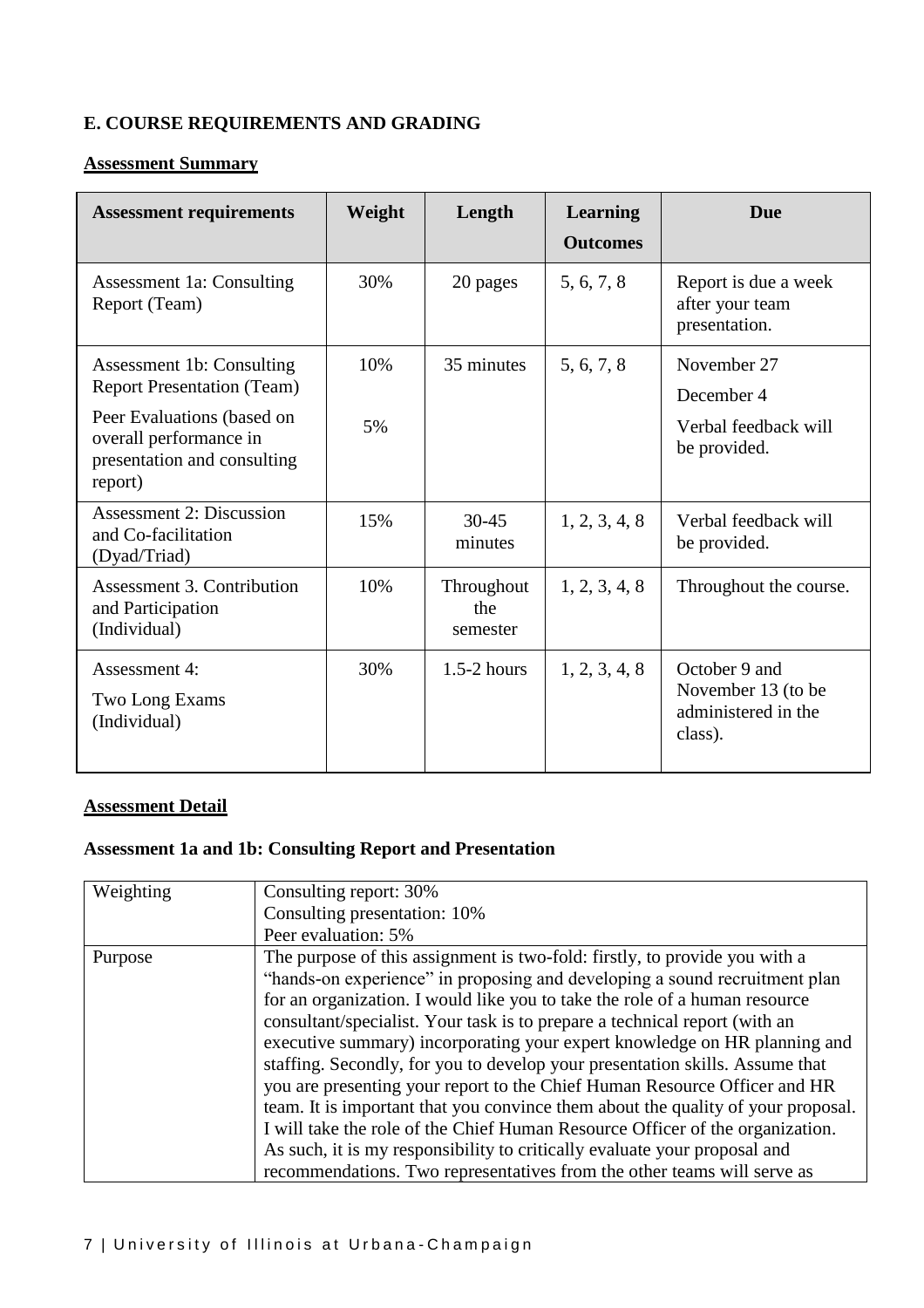## E. COURSE REQUIREMENTS AND GRADING

**Assessment Summary**

| Assessment requirements | Weight | Length | Learning Outcomes | Due |
|---|---|---|---|---|
| Assessment 1a: Consulting Report (Team) | 30% | 20 pages | 5, 6, 7, 8 | Report is due a week after your team presentation. |
| Assessment 1b: Consulting Report Presentation (Team)<br><br>Peer Evaluations (based on overall performance in presentation and consulting report) | 10%<br><br>5% | 35 minutes | 5, 6, 7, 8 | November 27<br>December 4<br>Verbal feedback will be provided. |
| Assessment 2: Discussion and Co-facilitation (Dyad/Triad) | 15% | 30-45 minutes | 1, 2, 3, 4, 8 | Verbal feedback will be provided. |
| Assessment 3. Contribution and Participation (Individual) | 10% | Throughout the semester | 1, 2, 3, 4, 8 | Throughout the course. |
| Assessment 4:<br>Two Long Exams (Individual) | 30% | 1.5-2 hours | 1, 2, 3, 4, 8 | October 9 and November 13 (to be administered in the class). |

**Assessment Detail**

### Assessment 1a and 1b: Consulting Report and Presentation

| Weighting | Consulting report: 30%<br>Consulting presentation: 10%<br>Peer evaluation: 5% |
|---|---|
| Purpose | The purpose of this assignment is two-fold: firstly, to provide you with a "hands-on experience" in proposing and developing a sound recruitment plan for an organization. I would like you to take the role of a human resource consultant/specialist. Your task is to prepare a technical report (with an executive summary) incorporating your expert knowledge on HR planning and staffing. Secondly, for you to develop your presentation skills. Assume that you are presenting your report to the Chief Human Resource Officer and HR team. It is important that you convince them about the quality of your proposal. I will take the role of the Chief Human Resource Officer of the organization. As such, it is my responsibility to critically evaluate your proposal and recommendations. Two representatives from the other teams will serve as |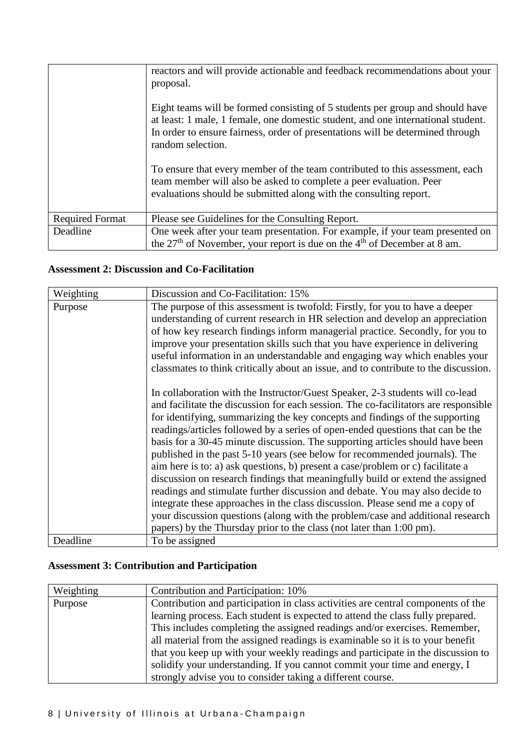| | |
|---|---|
| | reactors and will provide actionable and feedback recommendations about your proposal.<br><br>Eight teams will be formed consisting of 5 students per group and should have at least: 1 male, 1 female, one domestic student, and one international student. In order to ensure fairness, order of presentations will be determined through random selection.<br><br>To ensure that every member of the team contributed to this assessment, each team member will also be asked to complete a peer evaluation. Peer evaluations should be submitted along with the consulting report. |
| Required Format | Please see Guidelines for the Consulting Report. |
| Deadline | One week after your team presentation. For example, if your team presented on the 27th of November, your report is due on the 4th of December at 8 am. |

**Assessment 2: Discussion and Co-Facilitation**

| | |
|---|---|
| Weighting | Discussion and Co-Facilitation: 15% |
| Purpose | The purpose of this assessment is twofold: Firstly, for you to have a deeper understanding of current research in HR selection and develop an appreciation of how key research findings inform managerial practice. Secondly, for you to improve your presentation skills such that you have experience in delivering useful information in an understandable and engaging way which enables your classmates to think critically about an issue, and to contribute to the discussion.<br><br>In collaboration with the Instructor/Guest Speaker, 2-3 students will co-lead and facilitate the discussion for each session. The co-facilitators are responsible for identifying, summarizing the key concepts and findings of the supporting readings/articles followed by a series of open-ended questions that can be the basis for a 30-45 minute discussion. The supporting articles should have been published in the past 5-10 years (see below for recommended journals). The aim here is to: a) ask questions, b) present a case/problem or c) facilitate a discussion on research findings that meaningfully build or extend the assigned readings and stimulate further discussion and debate. You may also decide to integrate these approaches in the class discussion. Please send me a copy of your discussion questions (along with the problem/case and additional research papers) by the Thursday prior to the class (not later than 1:00 pm). |
| Deadline | To be assigned |

**Assessment 3: Contribution and Participation**

| | |
|---|---|
| Weighting | Contribution and Participation: 10% |
| Purpose | Contribution and participation in class activities are central components of the learning process. Each student is expected to attend the class fully prepared. This includes completing the assigned readings and/or exercises. Remember, all material from the assigned readings is examinable so it is to your benefit that you keep up with your weekly readings and participate in the discussion to solidify your understanding. If you cannot commit your time and energy, I strongly advise you to consider taking a different course. |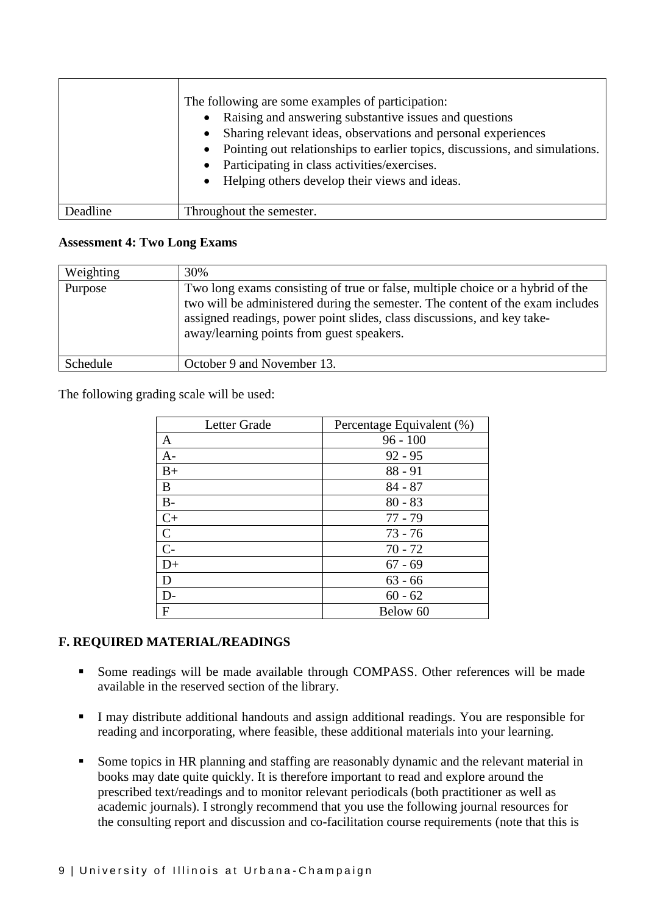| | |
|---|---|
| | The following are some examples of participation:<br>• Raising and answering substantive issues and questions<br>• Sharing relevant ideas, observations and personal experiences<br>• Pointing out relationships to earlier topics, discussions, and simulations.<br>• Participating in class activities/exercises.<br>• Helping others develop their views and ideas. |
| Deadline | Throughout the semester. |

**Assessment 4: Two Long Exams**

| | |
|---|---|
| Weighting | 30% |
| Purpose | Two long exams consisting of true or false, multiple choice or a hybrid of the two will be administered during the semester. The content of the exam includes assigned readings, power point slides, class discussions, and key take-away/learning points from guest speakers. |
| Schedule | October 9 and November 13. |

The following grading scale will be used:

| Letter Grade | Percentage Equivalent (%) |
|---|---|
| A | 96 - 100 |
| A- | 92 - 95 |
| B+ | 88 - 91 |
| B | 84 - 87 |
| B- | 80 - 83 |
| C+ | 77 - 79 |
| C | 73 - 76 |
| C- | 70 - 72 |
| D+ | 67 - 69 |
| D | 63 - 66 |
| D- | 60 - 62 |
| F | Below 60 |

## F. REQUIRED MATERIAL/READINGS

- Some readings will be made available through COMPASS. Other references will be made available in the reserved section of the library.
- I may distribute additional handouts and assign additional readings. You are responsible for reading and incorporating, where feasible, these additional materials into your learning.
- Some topics in HR planning and staffing are reasonably dynamic and the relevant material in books may date quite quickly. It is therefore important to read and explore around the prescribed text/readings and to monitor relevant periodicals (both practitioner as well as academic journals). I strongly recommend that you use the following journal resources for the consulting report and discussion and co-facilitation course requirements (note that this is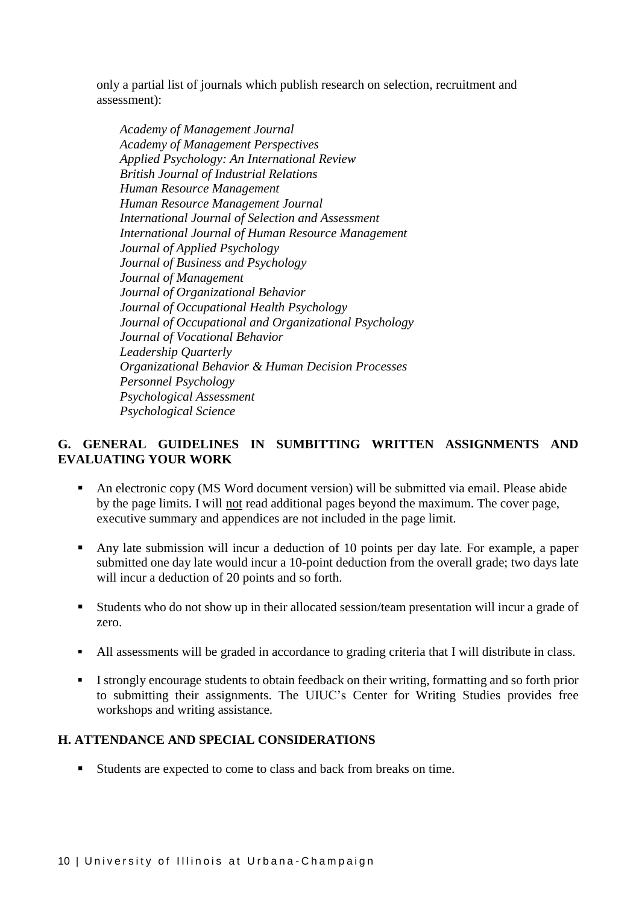only a partial list of journals which publish research on selection, recruitment and assessment):

*Academy of Management Journal*
*Academy of Management Perspectives*
*Applied Psychology: An International Review*
*British Journal of Industrial Relations*
*Human Resource Management*
*Human Resource Management Journal*
*International Journal of Selection and Assessment*
*International Journal of Human Resource Management*
*Journal of Applied Psychology*
*Journal of Business and Psychology*
*Journal of Management*
*Journal of Organizational Behavior*
*Journal of Occupational Health Psychology*
*Journal of Occupational and Organizational Psychology*
*Journal of Vocational Behavior*
*Leadership Quarterly*
*Organizational Behavior & Human Decision Processes*
*Personnel Psychology*
*Psychological Assessment*
*Psychological Science*

## G. GENERAL GUIDELINES IN SUMBITTING WRITTEN ASSIGNMENTS AND EVALUATING YOUR WORK

- An electronic copy (MS Word document version) will be submitted via email. Please abide by the page limits. I will not read additional pages beyond the maximum. The cover page, executive summary and appendices are not included in the page limit.
- Any late submission will incur a deduction of 10 points per day late. For example, a paper submitted one day late would incur a 10-point deduction from the overall grade; two days late will incur a deduction of 20 points and so forth.
- Students who do not show up in their allocated session/team presentation will incur a grade of zero.
- All assessments will be graded in accordance to grading criteria that I will distribute in class.
- I strongly encourage students to obtain feedback on their writing, formatting and so forth prior to submitting their assignments. The UIUC's Center for Writing Studies provides free workshops and writing assistance.

## H. ATTENDANCE AND SPECIAL CONSIDERATIONS

- Students are expected to come to class and back from breaks on time.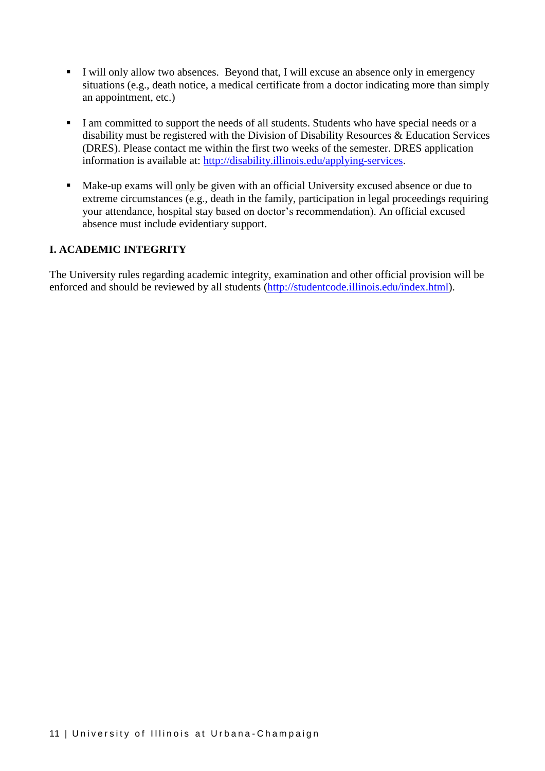- I will only allow two absences. Beyond that, I will excuse an absence only in emergency situations (e.g., death notice, a medical certificate from a doctor indicating more than simply an appointment, etc.)

- I am committed to support the needs of all students. Students who have special needs or a disability must be registered with the Division of Disability Resources & Education Services (DRES). Please contact me within the first two weeks of the semester. DRES application information is available at: [http://disability.illinois.edu/applying-services](http://disability.illinois.edu/applying-services).

- Make-up exams will <u>only</u> be given with an official University excused absence or due to extreme circumstances (e.g., death in the family, participation in legal proceedings requiring your attendance, hospital stay based on doctor's recommendation). An official excused absence must include evidentiary support.

## I. ACADEMIC INTEGRITY

The University rules regarding academic integrity, examination and other official provision will be enforced and should be reviewed by all students ([http://studentcode.illinois.edu/index.html](http://studentcode.illinois.edu/index.html)).